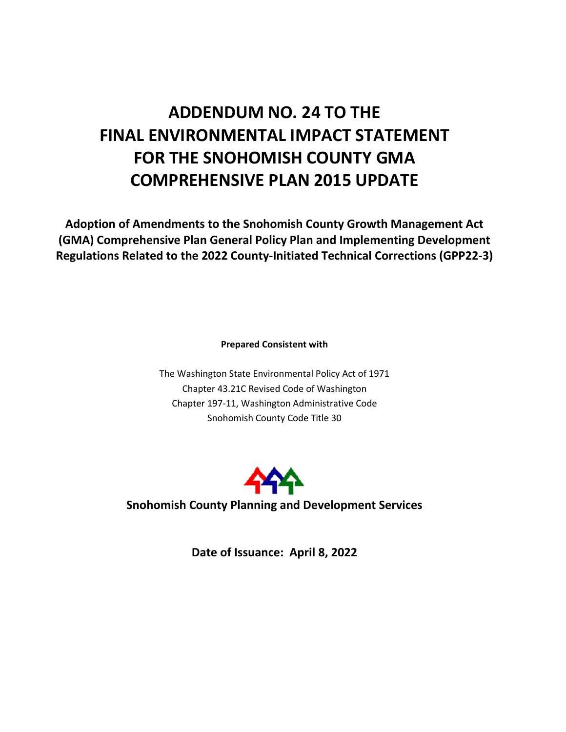# ADDENDUM NO. 24 TO THE FINAL ENVIRONMENTAL IMPACT STATEMENT FOR THE SNOHOMISH COUNTY GMA COMPREHENSIVE PLAN 2015 UPDATE

**Adoption of Amendments to the Snohomish County Growth Management Act (GMA) Comprehensive Plan General Policy Plan and Implementing Development Regulations Related to the 2022 County-Initiated Technical Corrections (GPP22-3)**

**Prepared Consistent with**

The Washington State Environmental Policy Act of 1971
Chapter 43.21C Revised Code of Washington
Chapter 197-11, Washington Administrative Code
Snohomish County Code Title 30

**Snohomish County Planning and Development Services**

**Date of Issuance: April 8, 2022**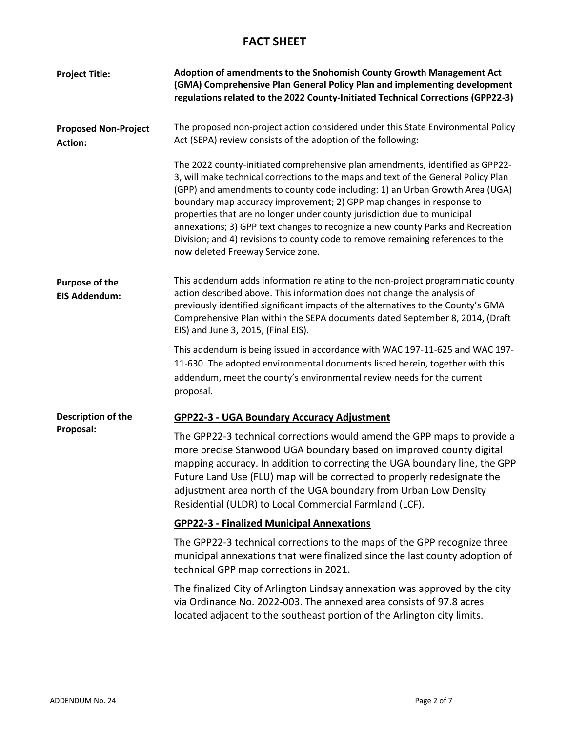# FACT SHEET

**Project Title:** **Adoption of amendments to the Snohomish County Growth Management Act (GMA) Comprehensive Plan General Policy Plan and implementing development regulations related to the 2022 County-Initiated Technical Corrections (GPP22-3)**

**Proposed Non-Project Action:**

The proposed non-project action considered under this State Environmental Policy Act (SEPA) review consists of the adoption of the following:

The 2022 county-initiated comprehensive plan amendments, identified as GPP22-3, will make technical corrections to the maps and text of the General Policy Plan (GPP) and amendments to county code including: 1) an Urban Growth Area (UGA) boundary map accuracy improvement; 2) GPP map changes in response to properties that are no longer under county jurisdiction due to municipal annexations; 3) GPP text changes to recognize a new county Parks and Recreation Division; and 4) revisions to county code to remove remaining references to the now deleted Freeway Service zone.

**Purpose of the EIS Addendum:**

This addendum adds information relating to the non-project programmatic county action described above. This information does not change the analysis of previously identified significant impacts of the alternatives to the County's GMA Comprehensive Plan within the SEPA documents dated September 8, 2014, (Draft EIS) and June 3, 2015, (Final EIS).

This addendum is being issued in accordance with WAC 197-11-625 and WAC 197-11-630. The adopted environmental documents listed herein, together with this addendum, meet the county's environmental review needs for the current proposal.

**Description of the Proposal:**

**GPP22-3 - UGA Boundary Accuracy Adjustment**

The GPP22-3 technical corrections would amend the GPP maps to provide a more precise Stanwood UGA boundary based on improved county digital mapping accuracy. In addition to correcting the UGA boundary line, the GPP Future Land Use (FLU) map will be corrected to properly redesignate the adjustment area north of the UGA boundary from Urban Low Density Residential (ULDR) to Local Commercial Farmland (LCF).

**GPP22-3 - Finalized Municipal Annexations**

The GPP22-3 technical corrections to the maps of the GPP recognize three municipal annexations that were finalized since the last county adoption of technical GPP map corrections in 2021.

The finalized City of Arlington Lindsay annexation was approved by the city via Ordinance No. 2022-003. The annexed area consists of 97.8 acres located adjacent to the southeast portion of the Arlington city limits.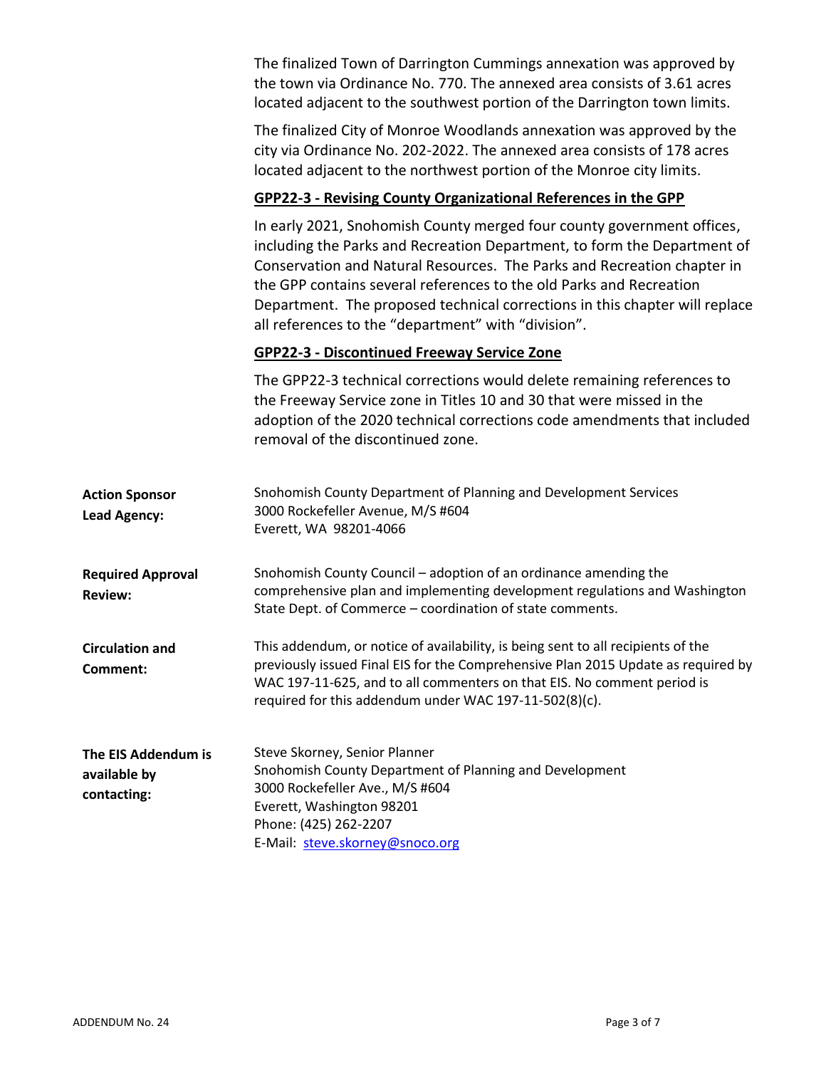The finalized Town of Darrington Cummings annexation was approved by the town via Ordinance No. 770. The annexed area consists of 3.61 acres located adjacent to the southwest portion of the Darrington town limits.

The finalized City of Monroe Woodlands annexation was approved by the city via Ordinance No. 202-2022. The annexed area consists of 178 acres located adjacent to the northwest portion of the Monroe city limits.

**GPP22-3 - Revising County Organizational References in the GPP**

In early 2021, Snohomish County merged four county government offices, including the Parks and Recreation Department, to form the Department of Conservation and Natural Resources. The Parks and Recreation chapter in the GPP contains several references to the old Parks and Recreation Department. The proposed technical corrections in this chapter will replace all references to the "department" with "division".

**GPP22-3 - Discontinued Freeway Service Zone**

The GPP22-3 technical corrections would delete remaining references to the Freeway Service zone in Titles 10 and 30 that were missed in the adoption of the 2020 technical corrections code amendments that included removal of the discontinued zone.

**Action Sponsor Lead Agency:**
Snohomish County Department of Planning and Development Services
3000 Rockefeller Avenue, M/S #604
Everett, WA 98201-4066

**Required Approval Review:**
Snohomish County Council – adoption of an ordinance amending the comprehensive plan and implementing development regulations and Washington State Dept. of Commerce – coordination of state comments.

**Circulation and Comment:**
This addendum, or notice of availability, is being sent to all recipients of the previously issued Final EIS for the Comprehensive Plan 2015 Update as required by WAC 197-11-625, and to all commenters on that EIS. No comment period is required for this addendum under WAC 197-11-502(8)(c).

**The EIS Addendum is available by contacting:**
Steve Skorney, Senior Planner
Snohomish County Department of Planning and Development
3000 Rockefeller Ave., M/S #604
Everett, Washington 98201
Phone: (425) 262-2207
E-Mail: steve.skorney@snoco.org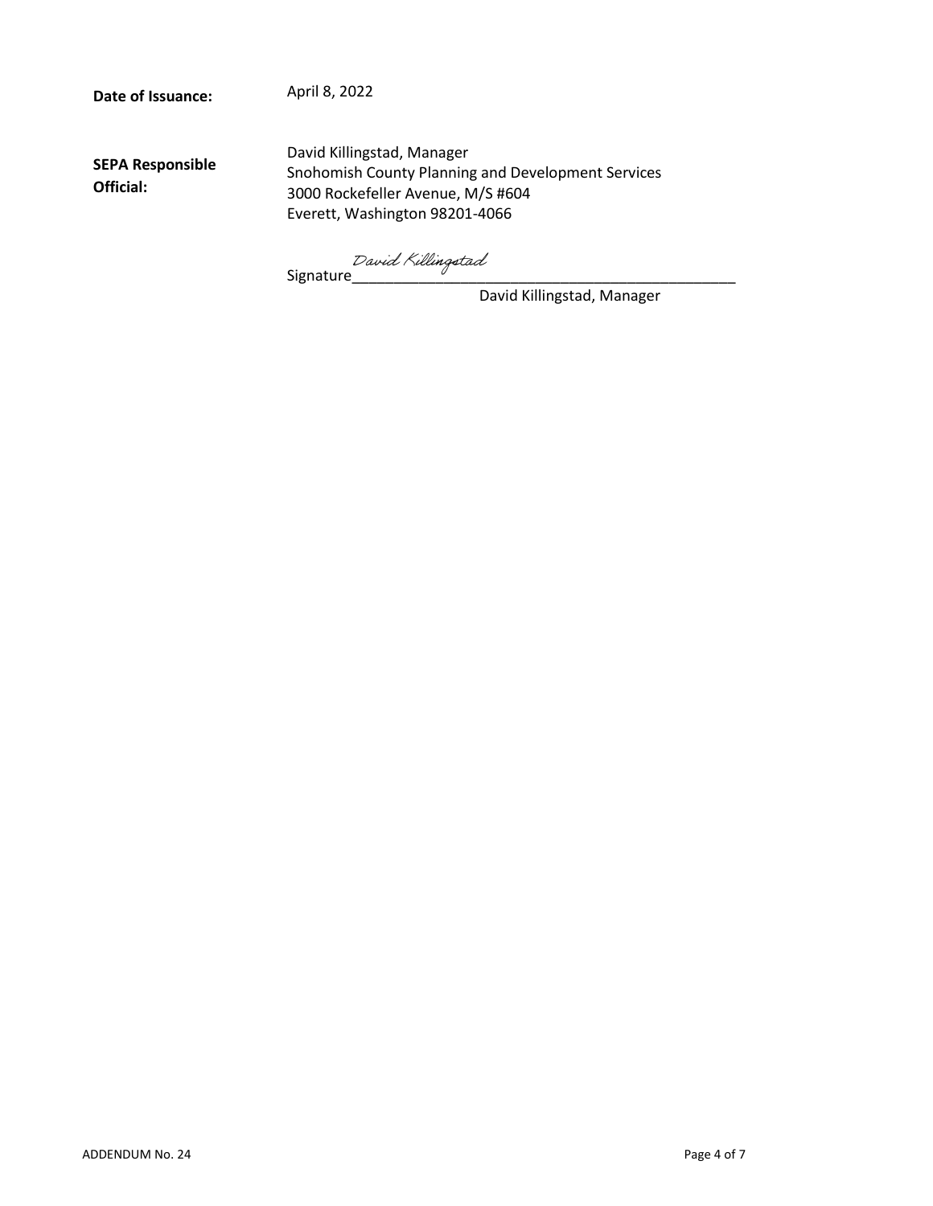**Date of Issuance:** April 8, 2022

**SEPA Responsible Official:**

David Killingstad, Manager
Snohomish County Planning and Development Services
3000 Rockefeller Avenue, M/S #604
Everett, Washington 98201-4066

Signature *David Killingstad*\_\_\_\_\_\_\_\_\_\_\_\_\_\_\_\_\_\_\_\_\_\_\_\_\_\_\_\_\_\_\_\_\_\_\_\_\_\_\_\_

David Killingstad, Manager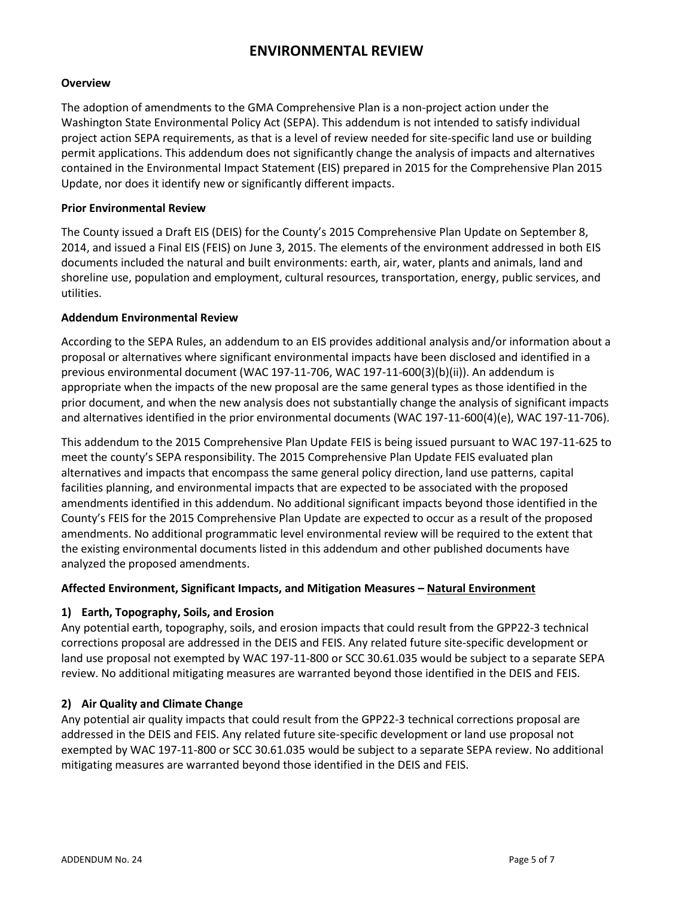# ENVIRONMENTAL REVIEW

**Overview**

The adoption of amendments to the GMA Comprehensive Plan is a non-project action under the Washington State Environmental Policy Act (SEPA). This addendum is not intended to satisfy individual project action SEPA requirements, as that is a level of review needed for site-specific land use or building permit applications. This addendum does not significantly change the analysis of impacts and alternatives contained in the Environmental Impact Statement (EIS) prepared in 2015 for the Comprehensive Plan 2015 Update, nor does it identify new or significantly different impacts.

**Prior Environmental Review**

The County issued a Draft EIS (DEIS) for the County's 2015 Comprehensive Plan Update on September 8, 2014, and issued a Final EIS (FEIS) on June 3, 2015. The elements of the environment addressed in both EIS documents included the natural and built environments: earth, air, water, plants and animals, land and shoreline use, population and employment, cultural resources, transportation, energy, public services, and utilities.

**Addendum Environmental Review**

According to the SEPA Rules, an addendum to an EIS provides additional analysis and/or information about a proposal or alternatives where significant environmental impacts have been disclosed and identified in a previous environmental document (WAC 197-11-706, WAC 197-11-600(3)(b)(ii)). An addendum is appropriate when the impacts of the new proposal are the same general types as those identified in the prior document, and when the new analysis does not substantially change the analysis of significant impacts and alternatives identified in the prior environmental documents (WAC 197-11-600(4)(e), WAC 197-11-706).

This addendum to the 2015 Comprehensive Plan Update FEIS is being issued pursuant to WAC 197-11-625 to meet the county's SEPA responsibility. The 2015 Comprehensive Plan Update FEIS evaluated plan alternatives and impacts that encompass the same general policy direction, land use patterns, capital facilities planning, and environmental impacts that are expected to be associated with the proposed amendments identified in this addendum. No additional significant impacts beyond those identified in the County's FEIS for the 2015 Comprehensive Plan Update are expected to occur as a result of the proposed amendments. No additional programmatic level environmental review will be required to the extent that the existing environmental documents listed in this addendum and other published documents have analyzed the proposed amendments.

**Affected Environment, Significant Impacts, and Mitigation Measures – Natural Environment**

**1) Earth, Topography, Soils, and Erosion**

Any potential earth, topography, soils, and erosion impacts that could result from the GPP22-3 technical corrections proposal are addressed in the DEIS and FEIS. Any related future site-specific development or land use proposal not exempted by WAC 197-11-800 or SCC 30.61.035 would be subject to a separate SEPA review. No additional mitigating measures are warranted beyond those identified in the DEIS and FEIS.

**2) Air Quality and Climate Change**

Any potential air quality impacts that could result from the GPP22-3 technical corrections proposal are addressed in the DEIS and FEIS. Any related future site-specific development or land use proposal not exempted by WAC 197-11-800 or SCC 30.61.035 would be subject to a separate SEPA review. No additional mitigating measures are warranted beyond those identified in the DEIS and FEIS.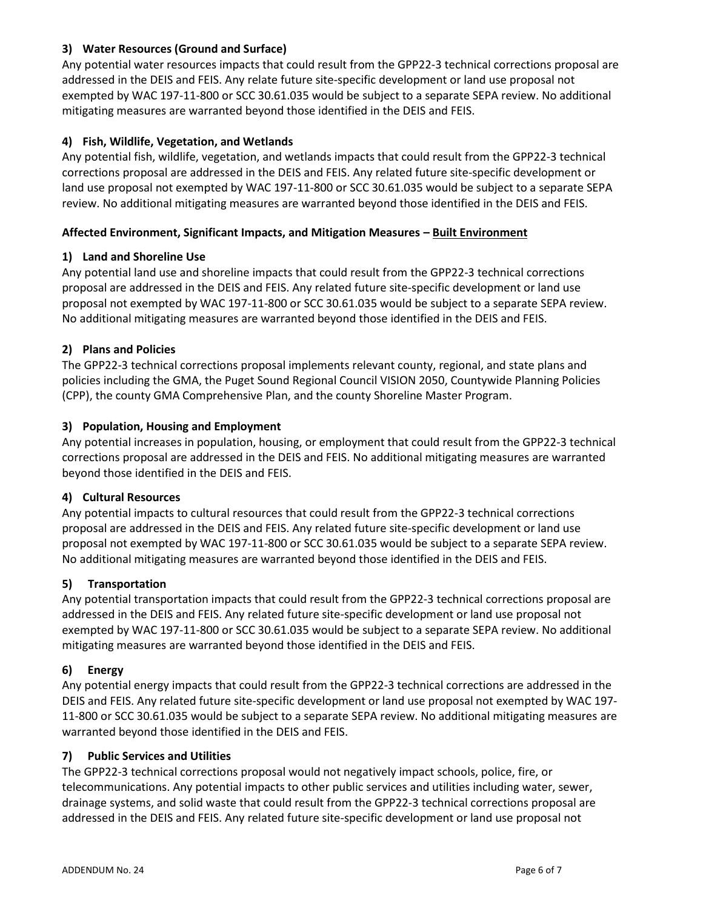### 3) Water Resources (Ground and Surface)

Any potential water resources impacts that could result from the GPP22-3 technical corrections proposal are addressed in the DEIS and FEIS. Any relate future site-specific development or land use proposal not exempted by WAC 197-11-800 or SCC 30.61.035 would be subject to a separate SEPA review. No additional mitigating measures are warranted beyond those identified in the DEIS and FEIS.

### 4) Fish, Wildlife, Vegetation, and Wetlands

Any potential fish, wildlife, vegetation, and wetlands impacts that could result from the GPP22-3 technical corrections proposal are addressed in the DEIS and FEIS. Any related future site-specific development or land use proposal not exempted by WAC 197-11-800 or SCC 30.61.035 would be subject to a separate SEPA review. No additional mitigating measures are warranted beyond those identified in the DEIS and FEIS.

## Affected Environment, Significant Impacts, and Mitigation Measures – Built Environment

### 1) Land and Shoreline Use

Any potential land use and shoreline impacts that could result from the GPP22-3 technical corrections proposal are addressed in the DEIS and FEIS. Any related future site-specific development or land use proposal not exempted by WAC 197-11-800 or SCC 30.61.035 would be subject to a separate SEPA review. No additional mitigating measures are warranted beyond those identified in the DEIS and FEIS.

### 2) Plans and Policies

The GPP22-3 technical corrections proposal implements relevant county, regional, and state plans and policies including the GMA, the Puget Sound Regional Council VISION 2050, Countywide Planning Policies (CPP), the county GMA Comprehensive Plan, and the county Shoreline Master Program.

### 3) Population, Housing and Employment

Any potential increases in population, housing, or employment that could result from the GPP22-3 technical corrections proposal are addressed in the DEIS and FEIS. No additional mitigating measures are warranted beyond those identified in the DEIS and FEIS.

### 4) Cultural Resources

Any potential impacts to cultural resources that could result from the GPP22-3 technical corrections proposal are addressed in the DEIS and FEIS. Any related future site-specific development or land use proposal not exempted by WAC 197-11-800 or SCC 30.61.035 would be subject to a separate SEPA review. No additional mitigating measures are warranted beyond those identified in the DEIS and FEIS.

### 5) Transportation

Any potential transportation impacts that could result from the GPP22-3 technical corrections proposal are addressed in the DEIS and FEIS. Any related future site-specific development or land use proposal not exempted by WAC 197-11-800 or SCC 30.61.035 would be subject to a separate SEPA review. No additional mitigating measures are warranted beyond those identified in the DEIS and FEIS.

### 6) Energy

Any potential energy impacts that could result from the GPP22-3 technical corrections are addressed in the DEIS and FEIS. Any related future site-specific development or land use proposal not exempted by WAC 197-11-800 or SCC 30.61.035 would be subject to a separate SEPA review. No additional mitigating measures are warranted beyond those identified in the DEIS and FEIS.

### 7) Public Services and Utilities

The GPP22-3 technical corrections proposal would not negatively impact schools, police, fire, or telecommunications. Any potential impacts to other public services and utilities including water, sewer, drainage systems, and solid waste that could result from the GPP22-3 technical corrections proposal are addressed in the DEIS and FEIS. Any related future site-specific development or land use proposal not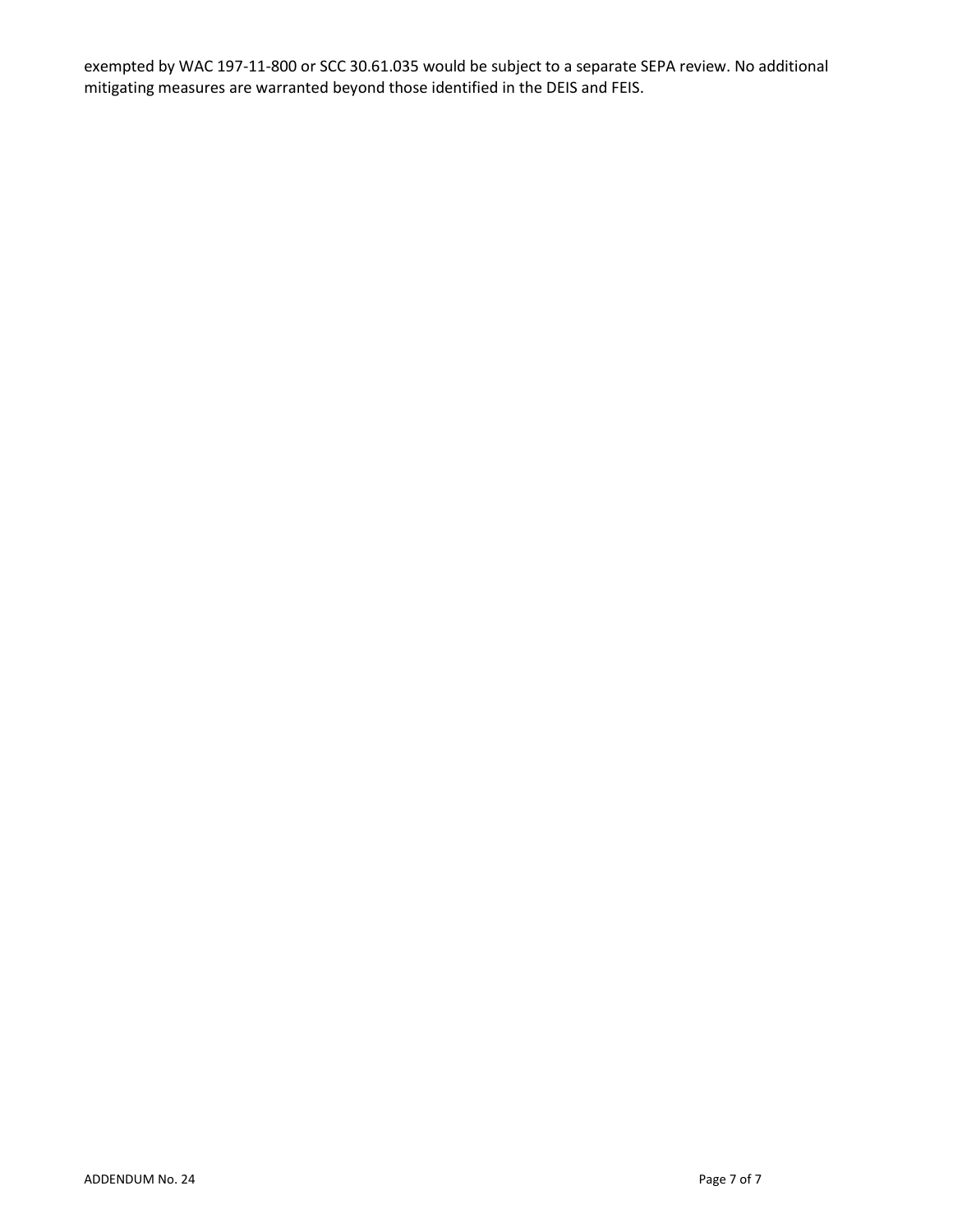exempted by WAC 197-11-800 or SCC 30.61.035 would be subject to a separate SEPA review. No additional mitigating measures are warranted beyond those identified in the DEIS and FEIS.